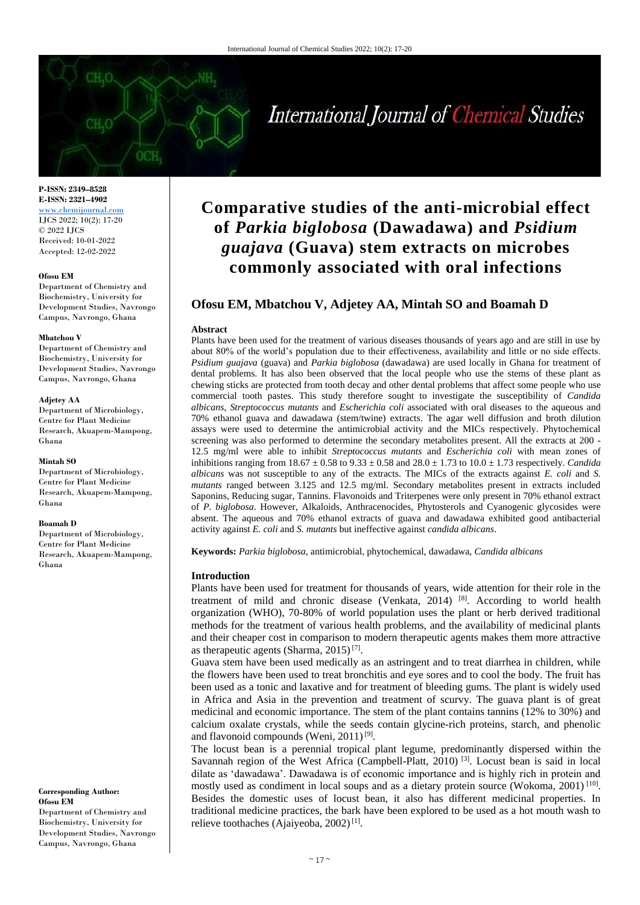**P-ISSN: 2349–8528**
**E-ISSN: 2321–4902**
www.chemijournal.com
IJCS 2022; 10(2): 17-20
© 2022 IJCS
Received: 10-01-2022
Accepted: 12-02-2022

**Ofosu EM**
Department of Chemistry and Biochemistry, University for Development Studies, Navrongo Campus, Navrongo, Ghana

**Mbatchou V**
Department of Chemistry and Biochemistry, University for Development Studies, Navrongo Campus, Navrongo, Ghana

**Adjetey AA**
Department of Microbiology, Centre for Plant Medicine Research, Akuapem-Mampong, Ghana

**Mintah SO**
Department of Microbiology, Centre for Plant Medicine Research, Akuapem-Mampong, Ghana

**Boamah D**
Department of Microbiology, Centre for Plant Medicine Research, Akuapem-Mampong, Ghana

**Corresponding Author:**
**Ofosu EM**
Department of Chemistry and Biochemistry, University for Development Studies, Navrongo Campus, Navrongo, Ghana

# Comparative studies of the anti-microbial effect of *Parkia biglobosa* (Dawadawa) and *Psidium guajava* (Guava) stem extracts on microbes commonly associated with oral infections

**Ofosu EM, Mbatchou V, Adjetey AA, Mintah SO and Boamah D**

## Abstract

Plants have been used for the treatment of various diseases thousands of years ago and are still in use by about 80% of the world's population due to their effectiveness, availability and little or no side effects. *Psidium guajava* (guava) and *Parkia biglobosa* (dawadawa) are used locally in Ghana for treatment of dental problems. It has also been observed that the local people who use the stems of these plant as chewing sticks are protected from tooth decay and other dental problems that affect some people who use commercial tooth pastes. This study therefore sought to investigate the susceptibility of *Candida albicans*, *Streptococcus mutants* and *Escherichia coli* associated with oral diseases to the aqueous and 70% ethanol guava and dawadawa (stem/twine) extracts. The agar well diffusion and broth dilution assays were used to determine the antimicrobial activity and the MICs respectively. Phytochemical screening was also performed to determine the secondary metabolites present. All the extracts at 200 - 12.5 mg/ml were able to inhibit *Streptococcus mutants* and *Escherichia coli* with mean zones of inhibitions ranging from $18.67 \pm 0.58$ to $9.33 \pm 0.58$ and $28.0 \pm 1.73$ to $10.0 \pm 1.73$ respectively. *Candida albicans* was not susceptible to any of the extracts. The MICs of the extracts against *E. coli* and *S. mutants* ranged between 3.125 and 12.5 mg/ml. Secondary metabolites present in extracts included Saponins, Reducing sugar, Tannins. Flavonoids and Triterpenes were only present in 70% ethanol extract of *P. biglobosa*. However, Alkaloids, Anthracenocides, Phytosterols and Cyanogenic glycosides were absent. The aqueous and 70% ethanol extracts of guava and dawadawa exhibited good antibacterial activity against *E. coli* and *S. mutants* but ineffective against *candida albicans*.

**Keywords:** *Parkia biglobosa,* antimicrobial, phytochemical, dawadawa, *Candida albicans*

## Introduction

Plants have been used for treatment for thousands of years, wide attention for their role in the treatment of mild and chronic disease (Venkata, 2014) [8]. According to world health organization (WHO), 70-80% of world population uses the plant or herb derived traditional methods for the treatment of various health problems, and the availability of medicinal plants and their cheaper cost in comparison to modern therapeutic agents makes them more attractive as therapeutic agents (Sharma, 2015) [7].

Guava stem have been used medically as an astringent and to treat diarrhea in children, while the flowers have been used to treat bronchitis and eye sores and to cool the body. The fruit has been used as a tonic and laxative and for treatment of bleeding gums. The plant is widely used in Africa and Asia in the prevention and treatment of scurvy. The guava plant is of great medicinal and economic importance. The stem of the plant contains tannins (12% to 30%) and calcium oxalate crystals, while the seeds contain glycine-rich proteins, starch, and phenolic and flavonoid compounds (Weni, 2011) [9].

The locust bean is a perennial tropical plant legume, predominantly dispersed within the Savannah region of the West Africa (Campbell-Platt, 2010) [3]. Locust bean is said in local dilate as 'dawadawa'. Dawadawa is of economic importance and is highly rich in protein and mostly used as condiment in local soups and as a dietary protein source (Wokoma, 2001) [10]. Besides the domestic uses of locust bean, it also has different medicinal properties. In traditional medicine practices, the bark have been explored to be used as a hot mouth wash to relieve toothaches (Ajaiyeoba, 2002) [1].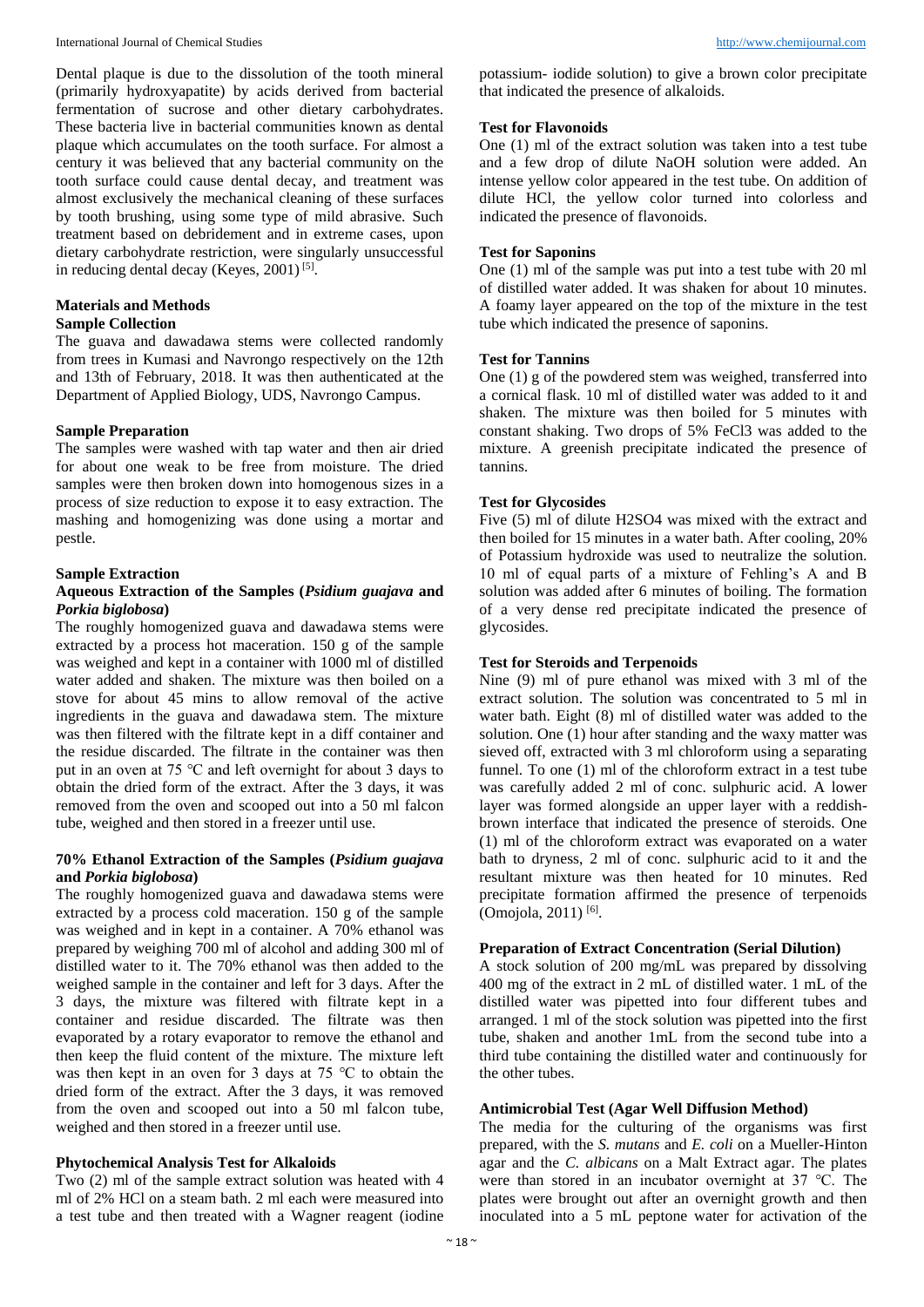Dental plaque is due to the dissolution of the tooth mineral (primarily hydroxyapatite) by acids derived from bacterial fermentation of sucrose and other dietary carbohydrates. These bacteria live in bacterial communities known as dental plaque which accumulates on the tooth surface. For almost a century it was believed that any bacterial community on the tooth surface could cause dental decay, and treatment was almost exclusively the mechanical cleaning of these surfaces by tooth brushing, using some type of mild abrasive. Such treatment based on debridement and in extreme cases, upon dietary carbohydrate restriction, were singularly unsuccessful in reducing dental decay (Keyes, 2001) [5].

## Materials and Methods

### Sample Collection

The guava and dawadawa stems were collected randomly from trees in Kumasi and Navrongo respectively on the 12th and 13th of February, 2018. It was then authenticated at the Department of Applied Biology, UDS, Navrongo Campus.

### Sample Preparation

The samples were washed with tap water and then air dried for about one weak to be free from moisture. The dried samples were then broken down into homogenous sizes in a process of size reduction to expose it to easy extraction. The mashing and homogenizing was done using a mortar and pestle.

### Sample Extraction

#### Aqueous Extraction of the Samples (*Psidium guajava* and *Porkia biglobosa*)

The roughly homogenized guava and dawadawa stems were extracted by a process hot maceration. 150 g of the sample was weighed and kept in a container with 1000 ml of distilled water added and shaken. The mixture was then boiled on a stove for about 45 mins to allow removal of the active ingredients in the guava and dawadawa stem. The mixture was then filtered with the filtrate kept in a diff container and the residue discarded. The filtrate in the container was then put in an oven at 75 ℃ and left overnight for about 3 days to obtain the dried form of the extract. After the 3 days, it was removed from the oven and scooped out into a 50 ml falcon tube, weighed and then stored in a freezer until use.

#### 70% Ethanol Extraction of the Samples (*Psidium guajava* and *Porkia biglobosa*)

The roughly homogenized guava and dawadawa stems were extracted by a process cold maceration. 150 g of the sample was weighed and in kept in a container. A 70% ethanol was prepared by weighing 700 ml of alcohol and adding 300 ml of distilled water to it. The 70% ethanol was then added to the weighed sample in the container and left for 3 days. After the 3 days, the mixture was filtered with filtrate kept in a container and residue discarded. The filtrate was then evaporated by a rotary evaporator to remove the ethanol and then keep the fluid content of the mixture. The mixture left was then kept in an oven for 3 days at 75 ℃ to obtain the dried form of the extract. After the 3 days, it was removed from the oven and scooped out into a 50 ml falcon tube, weighed and then stored in a freezer until use.

### Phytochemical Analysis Test for Alkaloids

Two (2) ml of the sample extract solution was heated with 4 ml of 2% HCl on a steam bath. 2 ml each were measured into a test tube and then treated with a Wagner reagent (iodine potassium- iodide solution) to give a brown color precipitate that indicated the presence of alkaloids.

### Test for Flavonoids

One (1) ml of the extract solution was taken into a test tube and a few drop of dilute NaOH solution were added. An intense yellow color appeared in the test tube. On addition of dilute HCl, the yellow color turned into colorless and indicated the presence of flavonoids.

### Test for Saponins

One (1) ml of the sample was put into a test tube with 20 ml of distilled water added. It was shaken for about 10 minutes. A foamy layer appeared on the top of the mixture in the test tube which indicated the presence of saponins.

### Test for Tannins

One (1) g of the powdered stem was weighed, transferred into a cornical flask. 10 ml of distilled water was added to it and shaken. The mixture was then boiled for 5 minutes with constant shaking. Two drops of 5% $FeCl_3$ was added to the mixture. A greenish precipitate indicated the presence of tannins.

### Test for Glycosides

Five (5) ml of dilute $H_2SO_4$ was mixed with the extract and then boiled for 15 minutes in a water bath. After cooling, 20% of Potassium hydroxide was used to neutralize the solution. 10 ml of equal parts of a mixture of Fehling's A and B solution was added after 6 minutes of boiling. The formation of a very dense red precipitate indicated the presence of glycosides.

### Test for Steroids and Terpenoids

Nine (9) ml of pure ethanol was mixed with 3 ml of the extract solution. The solution was concentrated to 5 ml in water bath. Eight (8) ml of distilled water was added to the solution. One (1) hour after standing and the waxy matter was sieved off, extracted with 3 ml chloroform using a separating funnel. To one (1) ml of the chloroform extract in a test tube was carefully added 2 ml of conc. sulphuric acid. A lower layer was formed alongside an upper layer with a reddish-brown interface that indicated the presence of steroids. One (1) ml of the chloroform extract was evaporated on a water bath to dryness, 2 ml of conc. sulphuric acid to it and the resultant mixture was then heated for 10 minutes. Red precipitate formation affirmed the presence of terpenoids (Omojola, 2011) [6].

### Preparation of Extract Concentration (Serial Dilution)

A stock solution of 200 mg/mL was prepared by dissolving 400 mg of the extract in 2 mL of distilled water. 1 mL of the distilled water was pipetted into four different tubes and arranged. 1 ml of the stock solution was pipetted into the first tube, shaken and another 1mL from the second tube into a third tube containing the distilled water and continuously for the other tubes.

### Antimicrobial Test (Agar Well Diffusion Method)

The media for the culturing of the organisms was first prepared, with the *S. mutans* and *E. coli* on a Mueller-Hinton agar and the *C. albicans* on a Malt Extract agar. The plates were than stored in an incubator overnight at 37 ℃. The plates were brought out after an overnight growth and then inoculated into a 5 mL peptone water for activation of the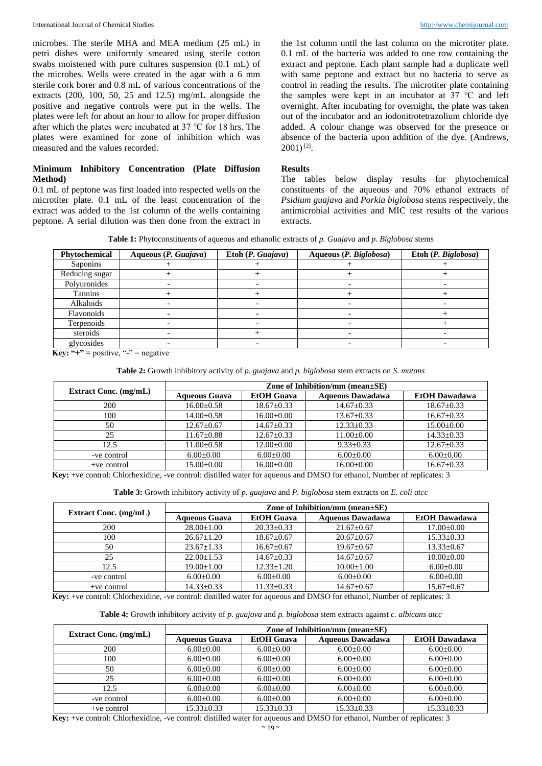microbes. The sterile MHA and MEA medium (25 mL) in petri dishes were uniformly smeared using sterile cotton swabs moistened with pure cultures suspension (0.1 mL) of the microbes. Wells were created in the agar with a 6 mm sterile cork borer and 0.8 mL of various concentrations of the extracts (200, 100, 50, 25 and 12.5) mg/mL alongside the positive and negative controls were put in the wells. The plates were left for about an hour to allow for proper diffusion after which the plates were incubated at 37 ℃ for 18 hrs. The plates were examined for zone of inhibition which was measured and the values recorded.

### Minimum Inhibitory Concentration (Plate Diffusion Method)

0.1 mL of peptone was first loaded into respected wells on the microtiter plate. 0.1 mL of the least concentration of the extract was added to the 1st column of the wells containing peptone. A serial dilution was then done from the extract in the 1st column until the last column on the microtiter plate. 0.1 mL of the bacteria was added to one row containing the extract and peptone. Each plant sample had a duplicate well with same peptone and extract but no bacteria to serve as control in reading the results. The microtiter plate containing the samples were kept in an incubator at 37 ℃ and left overnight. After incubating for overnight, the plate was taken out of the incubator and an iodonitrotetrazolium chloride dye added. A colour change was observed for the presence or absence of the bacteria upon addition of the dye. (Andrews, 2001) [2].

## Results

The tables below display results for phytochemical constituents of the aqueous and 70% ethanol extracts of *Psidium guajava* and *Porkia biglobosa* stems respectively, the antimicrobial activities and MIC test results of the various extracts.

**Table 1:** Phytoconstituents of aqueous and ethanolic extracts of *p. Guajava* and *p. Biglobosa* stems

| Phytochemical | Aqueous (*P. Guajava*) | Etoh (*P. Guajava*) | Aqueous (*P. Biglobosa*) | Etoh (*P. Biglobosa*) |
|---|---|---|---|---|
| Saponins | + | + | + | + |
| Reducing sugar | + | + | + | + |
| Polyuronides | - | - | - | - |
| Tannins | + | + | + | + |
| Alkaloids | - | - | - | - |
| Flavonoids | - | - | - | + |
| Terpenoids | - | - | - | + |
| steroids | - | + | - | - |
| glycosides | - | - | - | - |

**Key:** "+" = positive, "-" = negative

**Table 2:** Growth inhibitory activity of *p. guajava* and *p. biglobosa* stem extracts on *S. mutans*

| Extract Conc. (mg/mL) | Zone of Inhibition/mm (mean±SE) | | | |
|---|---|---|---|---|
| | Aqueous Guava | EtOH Guava | Aqueous Dawadawa | EtOH Dawadawa |
| 200 | 16.00±0.58 | 18.67±0.33 | 14.67±0.33 | 18.67±0.33 |
| 100 | 14.00±0.58 | 16.00±0.00 | 13.67±0.33 | 16.67±0.33 |
| 50 | 12.67±0.67 | 14.67±0.33 | 12.33±0.33 | 15.00±0.00 |
| 25 | 11.67±0.88 | 12.67±0.33 | 11.00±0.00 | 14.33±0.33 |
| 12.5 | 11.00±0.58 | 12.00±0.00 | 9.33±0.33 | 12.67±0.33 |
| -ve control | 6.00±0.00 | 6.00±0.00 | 6.00±0.00 | 6.00±0.00 |
| +ve control | 15.00±0.00 | 16.00±0.00 | 16.00±0.00 | 16.67±0.33 |

**Key:** +ve control: Chlorhexidine, -ve control: distilled water for aqueous and DMSO for ethanol, Number of replicates: 3

**Table 3:** Growth inhibitory activity of *p. guajava* and *P. biglobosa* stem extracts on *E. coli atcc*

| Extract Conc. (mg/mL) | Zone of Inhibition/mm (mean±SE) | | | |
|---|---|---|---|---|
| | Aqueous Guava | EtOH Guava | Aqueous Dawadawa | EtOH Dawadawa |
| 200 | 28.00±1.00 | 20.33±0.33 | 21.67±0.67 | 17.00±0.00 |
| 100 | 26.67±1.20 | 18.67±0.67 | 20.67±0.67 | 15.33±0.33 |
| 50 | 23.67±1.33 | 16.67±0.67 | 19.67±0.67 | 13.33±0.67 |
| 25 | 22.00±1.53 | 14.67±0.33 | 14.67±0.67 | 10.00±0.00 |
| 12.5 | 19.00±1.00 | 12.33±1.20 | 10.00±1.00 | 6.00±0.00 |
| -ve control | 6.00±0.00 | 6.00±0.00 | 6.00±0.00 | 6.00±0.00 |
| +ve control | 14.33±0.33 | 11.33±0.33 | 14.67±0.67 | 15.67±0.67 |

**Key:** +ve control: Chlorhexidine, -ve control: distilled water for aqueous and DMSO for ethanol, Number of replicates: 3

**Table 4:** Growth inhibitory activity of *p. guajava* and *p. biglobosa* stem extracts against *c. albicans atcc*

| Extract Conc. (mg/mL) | Zone of Inhibition/mm (mean±SE) | | | |
|---|---|---|---|---|
| | Aqueous Guava | EtOH Guava | Aqueous Dawadawa | EtOH Dawadawa |
| 200 | 6.00±0.00 | 6.00±0.00 | 6.00±0.00 | 6.00±0.00 |
| 100 | 6.00±0.00 | 6.00±0.00 | 6.00±0.00 | 6.00±0.00 |
| 50 | 6.00±0.00 | 6.00±0.00 | 6.00±0.00 | 6.00±0.00 |
| 25 | 6.00±0.00 | 6.00±0.00 | 6.00±0.00 | 6.00±0.00 |
| 12.5 | 6.00±0.00 | 6.00±0.00 | 6.00±0.00 | 6.00±0.00 |
| -ve control | 6.00±0.00 | 6.00±0.00 | 6.00±0.00 | 6.00±0.00 |
| +ve control | 15.33±0.33 | 15.33±0.33 | 15.33±0.33 | 15.33±0.33 |

**Key:** +ve control: Chlorhexidine, -ve control: distilled water for aqueous and DMSO for ethanol, Number of replicates: 3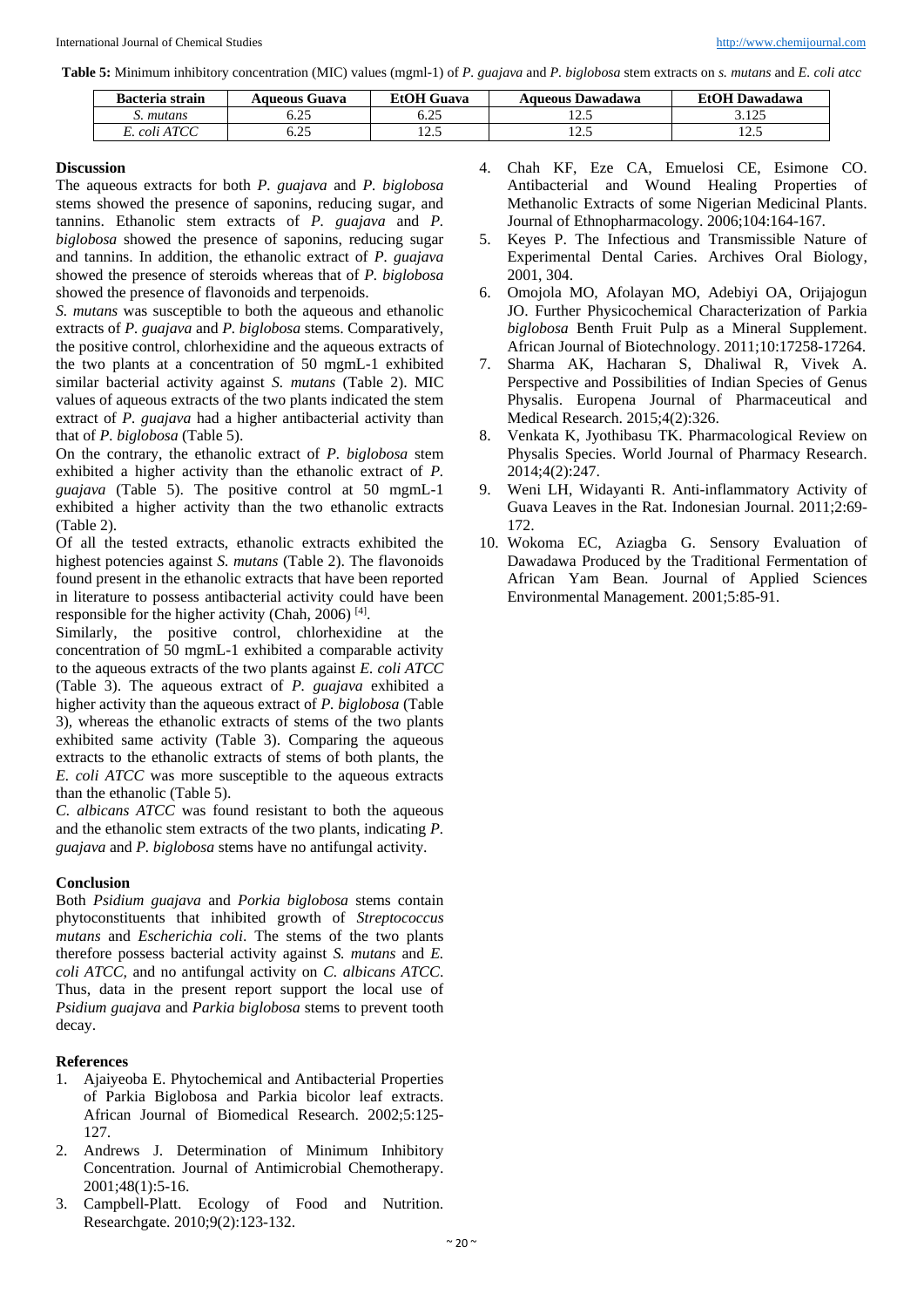**Table 5:** Minimum inhibitory concentration (MIC) values (mgml-1) of *P. guajava* and *P. biglobosa* stem extracts on *s. mutans* and *E. coli atcc*

| Bacteria strain | Aqueous Guava | EtOH Guava | Aqueous Dawadawa | EtOH Dawadawa |
|---|---|---|---|---|
| *S. mutans* | 6.25 | 6.25 | 12.5 | 3.125 |
| *E. coli ATCC* | 6.25 | 12.5 | 12.5 | 12.5 |

## Discussion

The aqueous extracts for both *P. guajava* and *P. biglobosa* stems showed the presence of saponins, reducing sugar, and tannins. Ethanolic stem extracts of *P. guajava* and *P. biglobosa* showed the presence of saponins, reducing sugar and tannins. In addition, the ethanolic extract of *P. guajava* showed the presence of steroids whereas that of *P. biglobosa* showed the presence of flavonoids and terpenoids.

*S. mutans* was susceptible to both the aqueous and ethanolic extracts of *P. guajava* and *P. biglobosa* stems. Comparatively, the positive control, chlorhexidine and the aqueous extracts of the two plants at a concentration of 50 mgmL-1 exhibited similar bacterial activity against *S. mutans* (Table 2). MIC values of aqueous extracts of the two plants indicated the stem extract of *P. guajava* had a higher antibacterial activity than that of *P. biglobosa* (Table 5).

On the contrary, the ethanolic extract of *P. biglobosa* stem exhibited a higher activity than the ethanolic extract of *P. guajava* (Table 5). The positive control at 50 mgmL-1 exhibited a higher activity than the two ethanolic extracts (Table 2).

Of all the tested extracts, ethanolic extracts exhibited the highest potencies against *S. mutans* (Table 2). The flavonoids found present in the ethanolic extracts that have been reported in literature to possess antibacterial activity could have been responsible for the higher activity (Chah, 2006) [4].

Similarly, the positive control, chlorhexidine at the concentration of 50 mgmL-1 exhibited a comparable activity to the aqueous extracts of the two plants against *E. coli ATCC* (Table 3). The aqueous extract of *P. guajava* exhibited a higher activity than the aqueous extract of *P. biglobosa* (Table 3), whereas the ethanolic extracts of stems of the two plants exhibited same activity (Table 3). Comparing the aqueous extracts to the ethanolic extracts of stems of both plants, the *E. coli ATCC* was more susceptible to the aqueous extracts than the ethanolic (Table 5).

*C. albicans ATCC* was found resistant to both the aqueous and the ethanolic stem extracts of the two plants, indicating *P. guajava* and *P. biglobosa* stems have no antifungal activity.

## Conclusion

Both *Psidium guajava* and *Porkia biglobosa* stems contain phytoconstituents that inhibited growth of *Streptococcus mutans* and *Escherichia coli*. The stems of the two plants therefore possess bacterial activity against *S. mutans* and *E. coli ATCC*, and no antifungal activity on *C. albicans ATCC*. Thus, data in the present report support the local use of *Psidium guajava* and *Parkia biglobosa* stems to prevent tooth decay.

## References

1. Ajaiyeoba E. Phytochemical and Antibacterial Properties of Parkia Biglobosa and Parkia bicolor leaf extracts. African Journal of Biomedical Research. 2002;5:125-127.
2. Andrews J. Determination of Minimum Inhibitory Concentration. Journal of Antimicrobial Chemotherapy. 2001;48(1):5-16.
3. Campbell-Platt. Ecology of Food and Nutrition. Researchgate. 2010;9(2):123-132.
4. Chah KF, Eze CA, Emuelosi CE, Esimone CO. Antibacterial and Wound Healing Properties of Methanolic Extracts of some Nigerian Medicinal Plants. Journal of Ethnopharmacology. 2006;104:164-167.
5. Keyes P. The Infectious and Transmissible Nature of Experimental Dental Caries. Archives Oral Biology, 2001, 304.
6. Omojola MO, Afolayan MO, Adebiyi OA, Orijajogun JO. Further Physicochemical Characterization of Parkia *biglobosa* Benth Fruit Pulp as a Mineral Supplement. African Journal of Biotechnology. 2011;10:17258-17264.
7. Sharma AK, Hacharan S, Dhaliwal R, Vivek A. Perspective and Possibilities of Indian Species of Genus Physalis. Europena Journal of Pharmaceutical and Medical Research. 2015;4(2):326.
8. Venkata K, Jyothibasu TK. Pharmacological Review on Physalis Species. World Journal of Pharmacy Research. 2014;4(2):247.
9. Weni LH, Widayanti R. Anti-inflammatory Activity of Guava Leaves in the Rat. Indonesian Journal. 2011;2:69-172.
10. Wokoma EC, Aziagba G. Sensory Evaluation of Dawadawa Produced by the Traditional Fermentation of African Yam Bean. Journal of Applied Sciences Environmental Management. 2001;5:85-91.